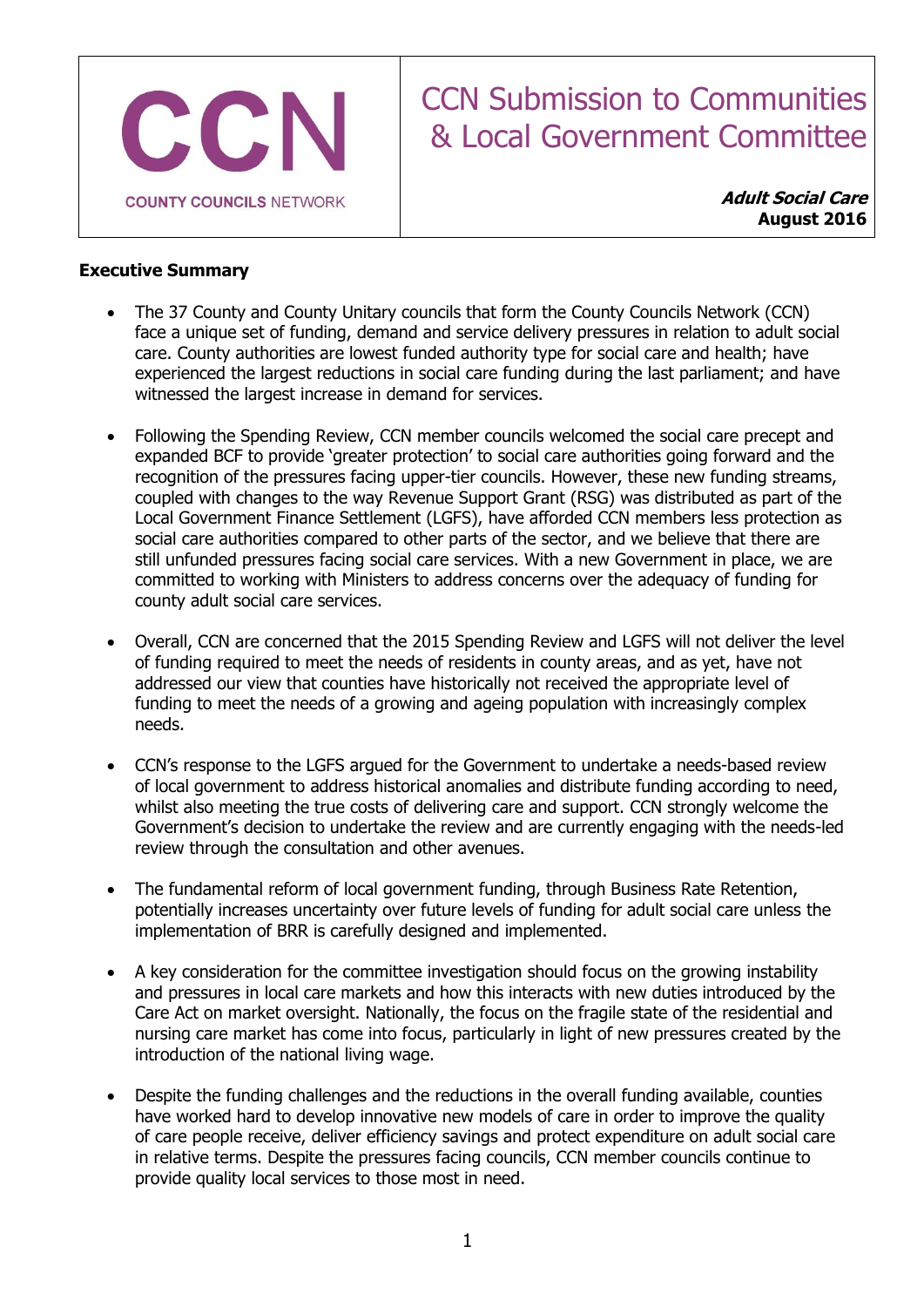CCN

COUNTY COUNCILS NETWORK

# CCN Submission to Communities & Local Government Committee

***Adult Social Care***
**August 2016**

**Executive Summary**

- The 37 County and County Unitary councils that form the County Councils Network (CCN) face a unique set of funding, demand and service delivery pressures in relation to adult social care. County authorities are lowest funded authority type for social care and health; have experienced the largest reductions in social care funding during the last parliament; and have witnessed the largest increase in demand for services.

- Following the Spending Review, CCN member councils welcomed the social care precept and expanded BCF to provide 'greater protection' to social care authorities going forward and the recognition of the pressures facing upper-tier councils. However, these new funding streams, coupled with changes to the way Revenue Support Grant (RSG) was distributed as part of the Local Government Finance Settlement (LGFS), have afforded CCN members less protection as social care authorities compared to other parts of the sector, and we believe that there are still unfunded pressures facing social care services. With a new Government in place, we are committed to working with Ministers to address concerns over the adequacy of funding for county adult social care services.

- Overall, CCN are concerned that the 2015 Spending Review and LGFS will not deliver the level of funding required to meet the needs of residents in county areas, and as yet, have not addressed our view that counties have historically not received the appropriate level of funding to meet the needs of a growing and ageing population with increasingly complex needs.

- CCN's response to the LGFS argued for the Government to undertake a needs-based review of local government to address historical anomalies and distribute funding according to need, whilst also meeting the true costs of delivering care and support. CCN strongly welcome the Government's decision to undertake the review and are currently engaging with the needs-led review through the consultation and other avenues.

- The fundamental reform of local government funding, through Business Rate Retention, potentially increases uncertainty over future levels of funding for adult social care unless the implementation of BRR is carefully designed and implemented.

- A key consideration for the committee investigation should focus on the growing instability and pressures in local care markets and how this interacts with new duties introduced by the Care Act on market oversight. Nationally, the focus on the fragile state of the residential and nursing care market has come into focus, particularly in light of new pressures created by the introduction of the national living wage.

- Despite the funding challenges and the reductions in the overall funding available, counties have worked hard to develop innovative new models of care in order to improve the quality of care people receive, deliver efficiency savings and protect expenditure on adult social care in relative terms. Despite the pressures facing councils, CCN member councils continue to provide quality local services to those most in need.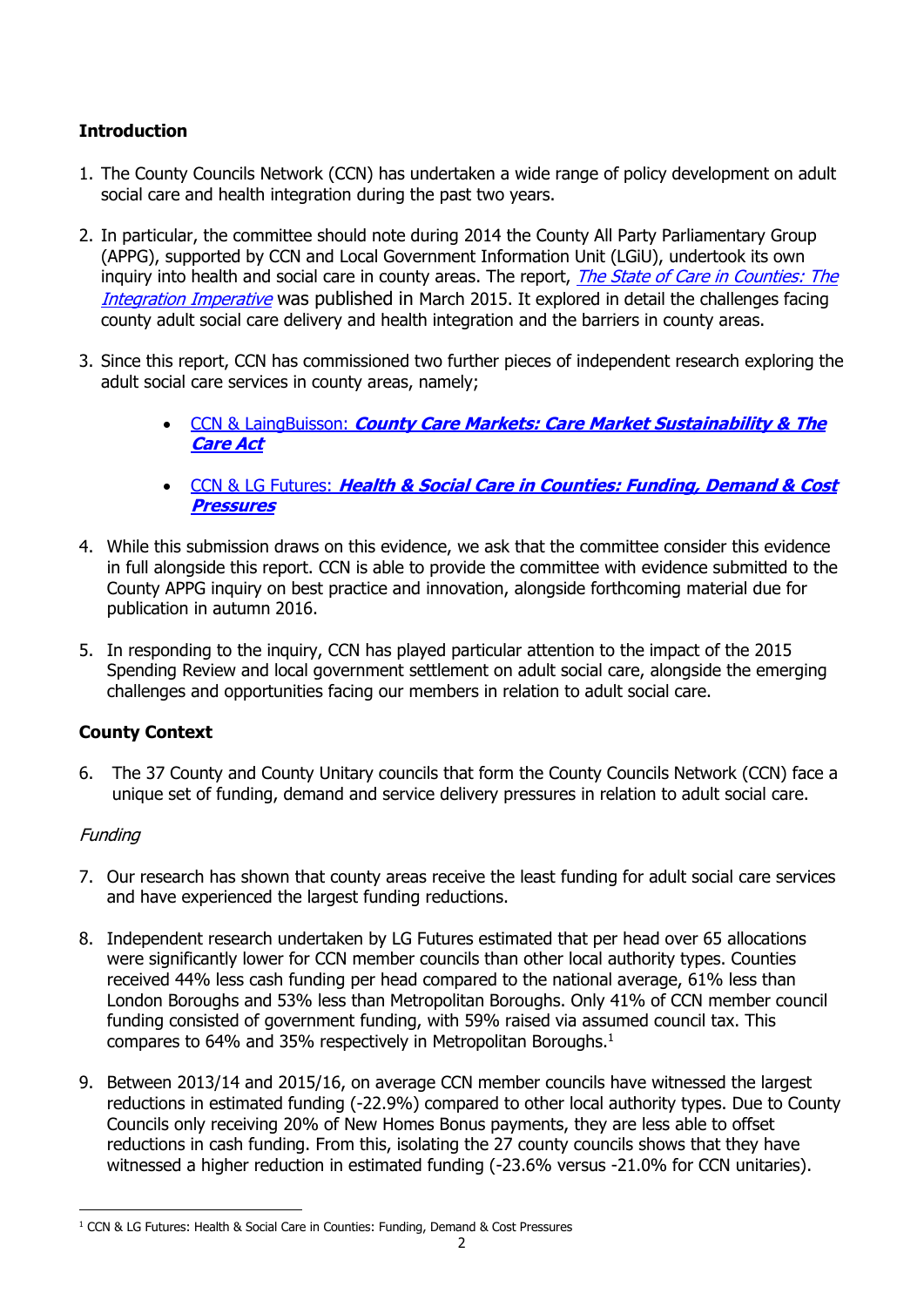**Introduction**

1. The County Councils Network (CCN) has undertaken a wide range of policy development on adult social care and health integration during the past two years.

2. In particular, the committee should note during 2014 the County All Party Parliamentary Group (APPG), supported by CCN and Local Government Information Unit (LGiU), undertook its own inquiry into health and social care in county areas. The report, *The State of Care in Counties: The Integration Imperative* was published in March 2015. It explored in detail the challenges facing county adult social care delivery and health integration and the barriers in county areas.

3. Since this report, CCN has commissioned two further pieces of independent research exploring the adult social care services in county areas, namely;

   - CCN & LaingBuisson: ***County Care Markets: Care Market Sustainability & The Care Act***
   - CCN & LG Futures: ***Health & Social Care in Counties: Funding, Demand & Cost Pressures***

4. While this submission draws on this evidence, we ask that the committee consider this evidence in full alongside this report. CCN is able to provide the committee with evidence submitted to the County APPG inquiry on best practice and innovation, alongside forthcoming material due for publication in autumn 2016.

5. In responding to the inquiry, CCN has played particular attention to the impact of the 2015 Spending Review and local government settlement on adult social care, alongside the emerging challenges and opportunities facing our members in relation to adult social care.

**County Context**

6. The 37 County and County Unitary councils that form the County Councils Network (CCN) face a unique set of funding, demand and service delivery pressures in relation to adult social care.

*Funding*

7. Our research has shown that county areas receive the least funding for adult social care services and have experienced the largest funding reductions.

8. Independent research undertaken by LG Futures estimated that per head over 65 allocations were significantly lower for CCN member councils than other local authority types. Counties received 44% less cash funding per head compared to the national average, 61% less than London Boroughs and 53% less than Metropolitan Boroughs. Only 41% of CCN member council funding consisted of government funding, with 59% raised via assumed council tax. This compares to 64% and 35% respectively in Metropolitan Boroughs.[1]

9. Between 2013/14 and 2015/16, on average CCN member councils have witnessed the largest reductions in estimated funding (-22.9%) compared to other local authority types. Due to County Councils only receiving 20% of New Homes Bonus payments, they are less able to offset reductions in cash funding. From this, isolating the 27 county councils shows that they have witnessed a higher reduction in estimated funding (-23.6% versus -21.0% for CCN unitaries).

[1] CCN & LG Futures: Health & Social Care in Counties: Funding, Demand & Cost Pressures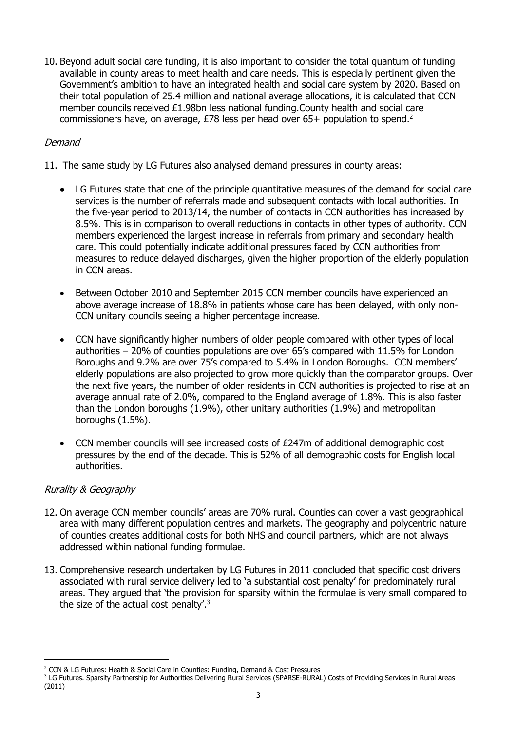10. Beyond adult social care funding, it is also important to consider the total quantum of funding available in county areas to meet health and care needs. This is especially pertinent given the Government's ambition to have an integrated health and social care system by 2020. Based on their total population of 25.4 million and national average allocations, it is calculated that CCN member councils received £1.98bn less national funding.County health and social care commissioners have, on average, £78 less per head over 65+ population to spend.[2]

*Demand*

11. The same study by LG Futures also analysed demand pressures in county areas:

    - LG Futures state that one of the principle quantitative measures of the demand for social care services is the number of referrals made and subsequent contacts with local authorities. In the five-year period to 2013/14, the number of contacts in CCN authorities has increased by 8.5%. This is in comparison to overall reductions in contacts in other types of authority. CCN members experienced the largest increase in referrals from primary and secondary health care. This could potentially indicate additional pressures faced by CCN authorities from measures to reduce delayed discharges, given the higher proportion of the elderly population in CCN areas.

    - Between October 2010 and September 2015 CCN member councils have experienced an above average increase of 18.8% in patients whose care has been delayed, with only non-CCN unitary councils seeing a higher percentage increase.

    - CCN have significantly higher numbers of older people compared with other types of local authorities – 20% of counties populations are over 65's compared with 11.5% for London Boroughs and 9.2% are over 75's compared to 5.4% in London Boroughs. CCN members' elderly populations are also projected to grow more quickly than the comparator groups. Over the next five years, the number of older residents in CCN authorities is projected to rise at an average annual rate of 2.0%, compared to the England average of 1.8%. This is also faster than the London boroughs (1.9%), other unitary authorities (1.9%) and metropolitan boroughs (1.5%).

    - CCN member councils will see increased costs of £247m of additional demographic cost pressures by the end of the decade. This is 52% of all demographic costs for English local authorities.

*Rurality & Geography*

12. On average CCN member councils' areas are 70% rural. Counties can cover a vast geographical area with many different population centres and markets. The geography and polycentric nature of counties creates additional costs for both NHS and council partners, which are not always addressed within national funding formulae.

13. Comprehensive research undertaken by LG Futures in 2011 concluded that specific cost drivers associated with rural service delivery led to 'a substantial cost penalty' for predominately rural areas. They argued that 'the provision for sparsity within the formulae is very small compared to the size of the actual cost penalty'.[3]

---

[2] CCN & LG Futures: Health & Social Care in Counties: Funding, Demand & Cost Pressures

[3] LG Futures. Sparsity Partnership for Authorities Delivering Rural Services (SPARSE-RURAL) Costs of Providing Services in Rural Areas (2011)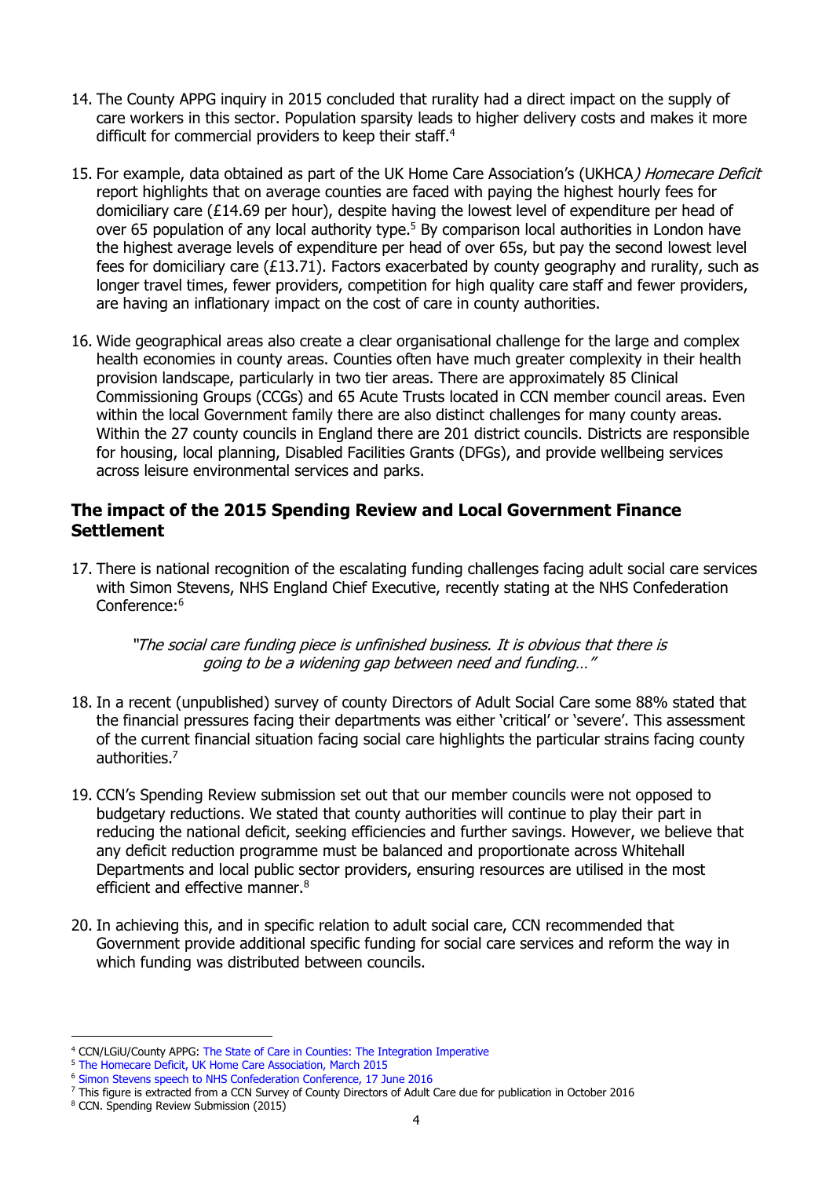14. The County APPG inquiry in 2015 concluded that rurality had a direct impact on the supply of care workers in this sector. Population sparsity leads to higher delivery costs and makes it more difficult for commercial providers to keep their staff.[4]

15. For example, data obtained as part of the UK Home Care Association's (UKHCA*) Homecare Deficit* report highlights that on average counties are faced with paying the highest hourly fees for domiciliary care (£14.69 per hour), despite having the lowest level of expenditure per head of over 65 population of any local authority type.[5] By comparison local authorities in London have the highest average levels of expenditure per head of over 65s, but pay the second lowest level fees for domiciliary care (£13.71). Factors exacerbated by county geography and rurality, such as longer travel times, fewer providers, competition for high quality care staff and fewer providers, are having an inflationary impact on the cost of care in county authorities.

16. Wide geographical areas also create a clear organisational challenge for the large and complex health economies in county areas. Counties often have much greater complexity in their health provision landscape, particularly in two tier areas. There are approximately 85 Clinical Commissioning Groups (CCGs) and 65 Acute Trusts located in CCN member council areas. Even within the local Government family there are also distinct challenges for many county areas. Within the 27 county councils in England there are 201 district councils. Districts are responsible for housing, local planning, Disabled Facilities Grants (DFGs), and provide wellbeing services across leisure environmental services and parks.

## The impact of the 2015 Spending Review and Local Government Finance Settlement

17. There is national recognition of the escalating funding challenges facing adult social care services with Simon Stevens, NHS England Chief Executive, recently stating at the NHS Confederation Conference:[6]

> *"The social care funding piece is unfinished business. It is obvious that there is going to be a widening gap between need and funding…"*

18. In a recent (unpublished) survey of county Directors of Adult Social Care some 88% stated that the financial pressures facing their departments was either 'critical' or 'severe'. This assessment of the current financial situation facing social care highlights the particular strains facing county authorities.[7]

19. CCN's Spending Review submission set out that our member councils were not opposed to budgetary reductions. We stated that county authorities will continue to play their part in reducing the national deficit, seeking efficiencies and further savings. However, we believe that any deficit reduction programme must be balanced and proportionate across Whitehall Departments and local public sector providers, ensuring resources are utilised in the most efficient and effective manner.[8]

20. In achieving this, and in specific relation to adult social care, CCN recommended that Government provide additional specific funding for social care services and reform the way in which funding was distributed between councils.

---

[4] CCN/LGiU/County APPG: The State of Care in Counties: The Integration Imperative

[5] The Homecare Deficit, UK Home Care Association, March 2015

[6] Simon Stevens speech to NHS Confederation Conference, 17 June 2016

[7] This figure is extracted from a CCN Survey of County Directors of Adult Care due for publication in October 2016

[8] CCN. Spending Review Submission (2015)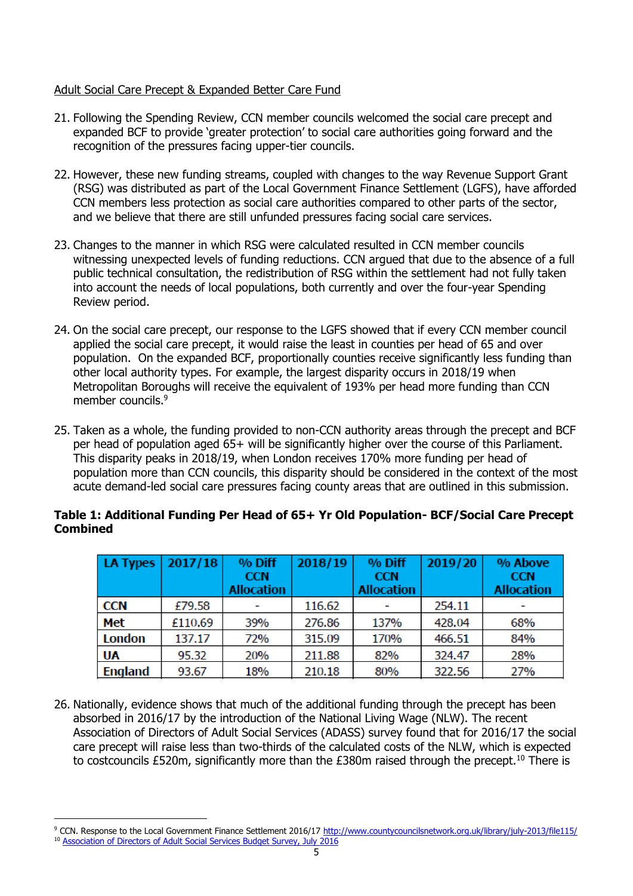Adult Social Care Precept & Expanded Better Care Fund

21. Following the Spending Review, CCN member councils welcomed the social care precept and expanded BCF to provide 'greater protection' to social care authorities going forward and the recognition of the pressures facing upper-tier councils.

22. However, these new funding streams, coupled with changes to the way Revenue Support Grant (RSG) was distributed as part of the Local Government Finance Settlement (LGFS), have afforded CCN members less protection as social care authorities compared to other parts of the sector, and we believe that there are still unfunded pressures facing social care services.

23. Changes to the manner in which RSG were calculated resulted in CCN member councils witnessing unexpected levels of funding reductions. CCN argued that due to the absence of a full public technical consultation, the redistribution of RSG within the settlement had not fully taken into account the needs of local populations, both currently and over the four-year Spending Review period.

24. On the social care precept, our response to the LGFS showed that if every CCN member council applied the social care precept, it would raise the least in counties per head of 65 and over population. On the expanded BCF, proportionally counties receive significantly less funding than other local authority types. For example, the largest disparity occurs in 2018/19 when Metropolitan Boroughs will receive the equivalent of 193% per head more funding than CCN member councils.[9]

25. Taken as a whole, the funding provided to non-CCN authority areas through the precept and BCF per head of population aged 65+ will be significantly higher over the course of this Parliament. This disparity peaks in 2018/19, when London receives 170% more funding per head of population more than CCN councils, this disparity should be considered in the context of the most acute demand-led social care pressures facing county areas that are outlined in this submission.

**Table 1: Additional Funding Per Head of 65+ Yr Old Population- BCF/Social Care Precept Combined**

| LA Types | 2017/18 | % Diff CCN Allocation | 2018/19 | % Diff CCN Allocation | 2019/20 | % Above CCN Allocation |
|---|---|---|---|---|---|---|
| CCN | £79.58 | - | 116.62 | - | 254.11 | - |
| Met | £110.69 | 39% | 276.86 | 137% | 428.04 | 68% |
| London | 137.17 | 72% | 315.09 | 170% | 466.51 | 84% |
| UA | 95.32 | 20% | 211.88 | 82% | 324.47 | 28% |
| England | 93.67 | 18% | 210.18 | 80% | 322.56 | 27% |

26. Nationally, evidence shows that much of the additional funding through the precept has been absorbed in 2016/17 by the introduction of the National Living Wage (NLW). The recent Association of Directors of Adult Social Services (ADASS) survey found that for 2016/17 the social care precept will raise less than two-thirds of the calculated costs of the NLW, which is expected to costcouncils £520m, significantly more than the £380m raised through the precept.[10] There is

[9] CCN. Response to the Local Government Finance Settlement 2016/17 http://www.countycouncilsnetwork.org.uk/library/july-2013/file115/

[10] Association of Directors of Adult Social Services Budget Survey, July 2016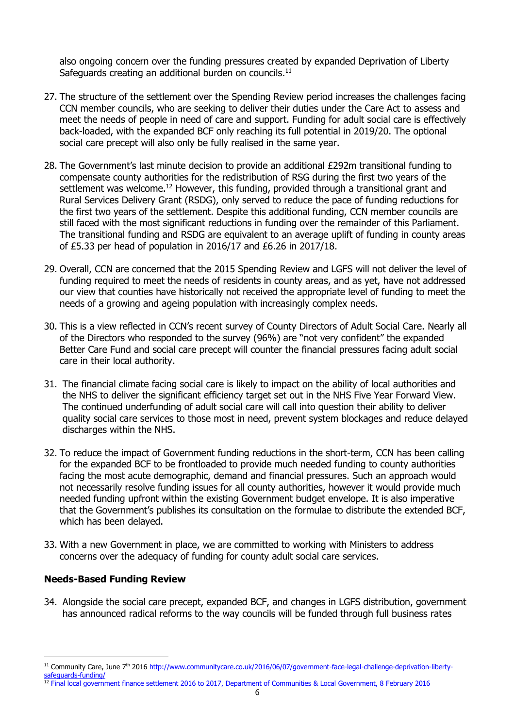also ongoing concern over the funding pressures created by expanded Deprivation of Liberty Safeguards creating an additional burden on councils.[11]

27. The structure of the settlement over the Spending Review period increases the challenges facing CCN member councils, who are seeking to deliver their duties under the Care Act to assess and meet the needs of people in need of care and support. Funding for adult social care is effectively back-loaded, with the expanded BCF only reaching its full potential in 2019/20. The optional social care precept will also only be fully realised in the same year.

28. The Government's last minute decision to provide an additional £292m transitional funding to compensate county authorities for the redistribution of RSG during the first two years of the settlement was welcome.[12] However, this funding, provided through a transitional grant and Rural Services Delivery Grant (RSDG), only served to reduce the pace of funding reductions for the first two years of the settlement. Despite this additional funding, CCN member councils are still faced with the most significant reductions in funding over the remainder of this Parliament. The transitional funding and RSDG are equivalent to an average uplift of funding in county areas of £5.33 per head of population in 2016/17 and £6.26 in 2017/18.

29. Overall, CCN are concerned that the 2015 Spending Review and LGFS will not deliver the level of funding required to meet the needs of residents in county areas, and as yet, have not addressed our view that counties have historically not received the appropriate level of funding to meet the needs of a growing and ageing population with increasingly complex needs.

30. This is a view reflected in CCN's recent survey of County Directors of Adult Social Care. Nearly all of the Directors who responded to the survey (96%) are "not very confident" the expanded Better Care Fund and social care precept will counter the financial pressures facing adult social care in their local authority.

31. The financial climate facing social care is likely to impact on the ability of local authorities and the NHS to deliver the significant efficiency target set out in the NHS Five Year Forward View. The continued underfunding of adult social care will call into question their ability to deliver quality social care services to those most in need, prevent system blockages and reduce delayed discharges within the NHS.

32. To reduce the impact of Government funding reductions in the short-term, CCN has been calling for the expanded BCF to be frontloaded to provide much needed funding to county authorities facing the most acute demographic, demand and financial pressures. Such an approach would not necessarily resolve funding issues for all county authorities, however it would provide much needed funding upfront within the existing Government budget envelope. It is also imperative that the Government's publishes its consultation on the formulae to distribute the extended BCF, which has been delayed.

33. With a new Government in place, we are committed to working with Ministers to address concerns over the adequacy of funding for county adult social care services.

**Needs-Based Funding Review**

34. Alongside the social care precept, expanded BCF, and changes in LGFS distribution, government has announced radical reforms to the way councils will be funded through full business rates

---

[11] Community Care, June 7th 2016 http://www.communitycare.co.uk/2016/06/07/government-face-legal-challenge-deprivation-liberty-safeguards-funding/

[12] Final local government finance settlement 2016 to 2017, Department of Communities & Local Government, 8 February 2016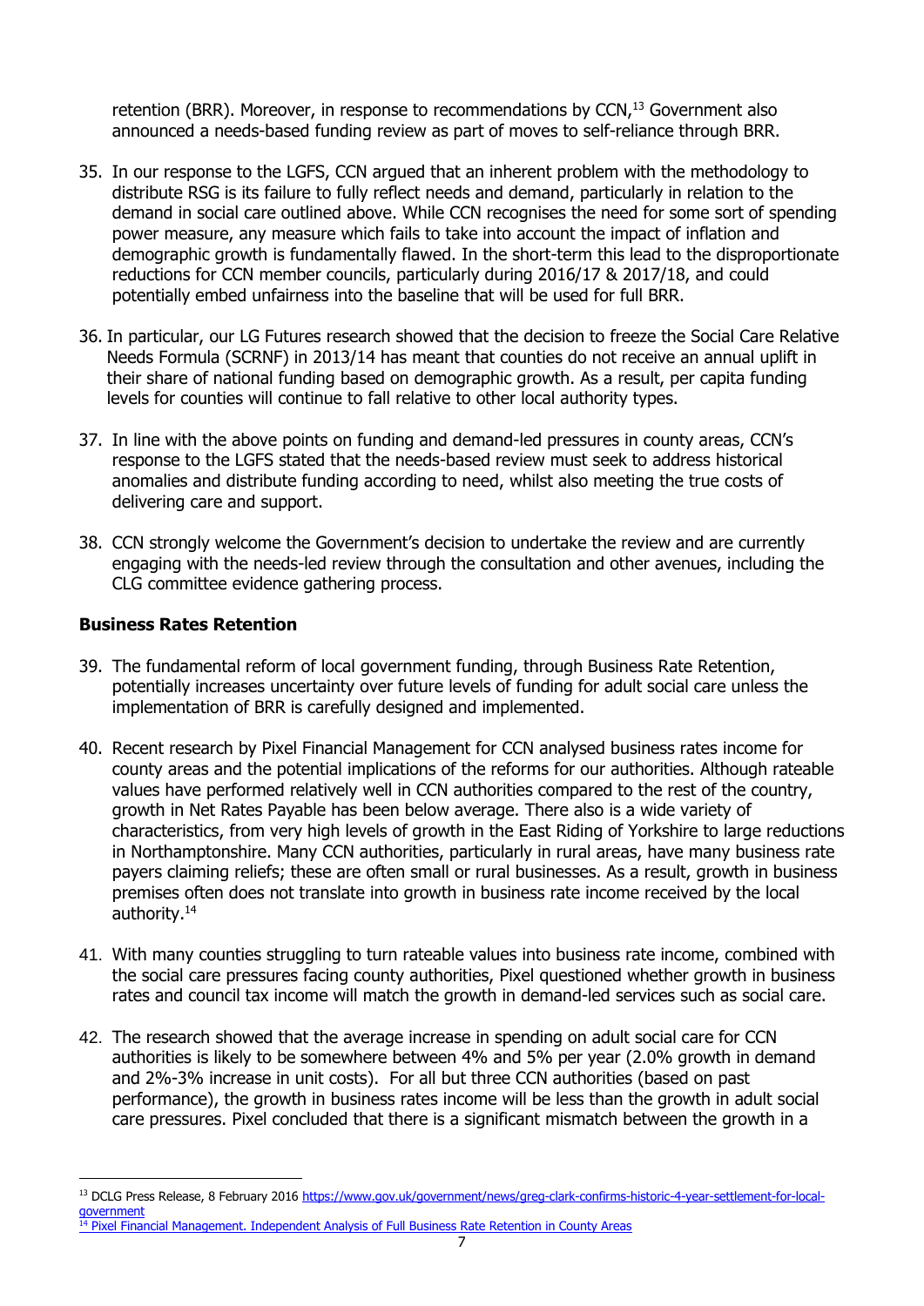retention (BRR). Moreover, in response to recommendations by CCN,[13] Government also announced a needs-based funding review as part of moves to self-reliance through BRR.

35. In our response to the LGFS, CCN argued that an inherent problem with the methodology to distribute RSG is its failure to fully reflect needs and demand, particularly in relation to the demand in social care outlined above. While CCN recognises the need for some sort of spending power measure, any measure which fails to take into account the impact of inflation and demographic growth is fundamentally flawed. In the short-term this lead to the disproportionate reductions for CCN member councils, particularly during 2016/17 & 2017/18, and could potentially embed unfairness into the baseline that will be used for full BRR.

36. In particular, our LG Futures research showed that the decision to freeze the Social Care Relative Needs Formula (SCRNF) in 2013/14 has meant that counties do not receive an annual uplift in their share of national funding based on demographic growth. As a result, per capita funding levels for counties will continue to fall relative to other local authority types.

37. In line with the above points on funding and demand-led pressures in county areas, CCN's response to the LGFS stated that the needs-based review must seek to address historical anomalies and distribute funding according to need, whilst also meeting the true costs of delivering care and support.

38. CCN strongly welcome the Government's decision to undertake the review and are currently engaging with the needs-led review through the consultation and other avenues, including the CLG committee evidence gathering process.

**Business Rates Retention**

39. The fundamental reform of local government funding, through Business Rate Retention, potentially increases uncertainty over future levels of funding for adult social care unless the implementation of BRR is carefully designed and implemented.

40. Recent research by Pixel Financial Management for CCN analysed business rates income for county areas and the potential implications of the reforms for our authorities. Although rateable values have performed relatively well in CCN authorities compared to the rest of the country, growth in Net Rates Payable has been below average. There also is a wide variety of characteristics, from very high levels of growth in the East Riding of Yorkshire to large reductions in Northamptonshire. Many CCN authorities, particularly in rural areas, have many business rate payers claiming reliefs; these are often small or rural businesses. As a result, growth in business premises often does not translate into growth in business rate income received by the local authority.[14]

41. With many counties struggling to turn rateable values into business rate income, combined with the social care pressures facing county authorities, Pixel questioned whether growth in business rates and council tax income will match the growth in demand-led services such as social care.

42. The research showed that the average increase in spending on adult social care for CCN authorities is likely to be somewhere between 4% and 5% per year (2.0% growth in demand and 2%-3% increase in unit costs). For all but three CCN authorities (based on past performance), the growth in business rates income will be less than the growth in adult social care pressures. Pixel concluded that there is a significant mismatch between the growth in a

---

[13] DCLG Press Release, 8 February 2016 https://www.gov.uk/government/news/greg-clark-confirms-historic-4-year-settlement-for-local-government

[14] Pixel Financial Management. Independent Analysis of Full Business Rate Retention in County Areas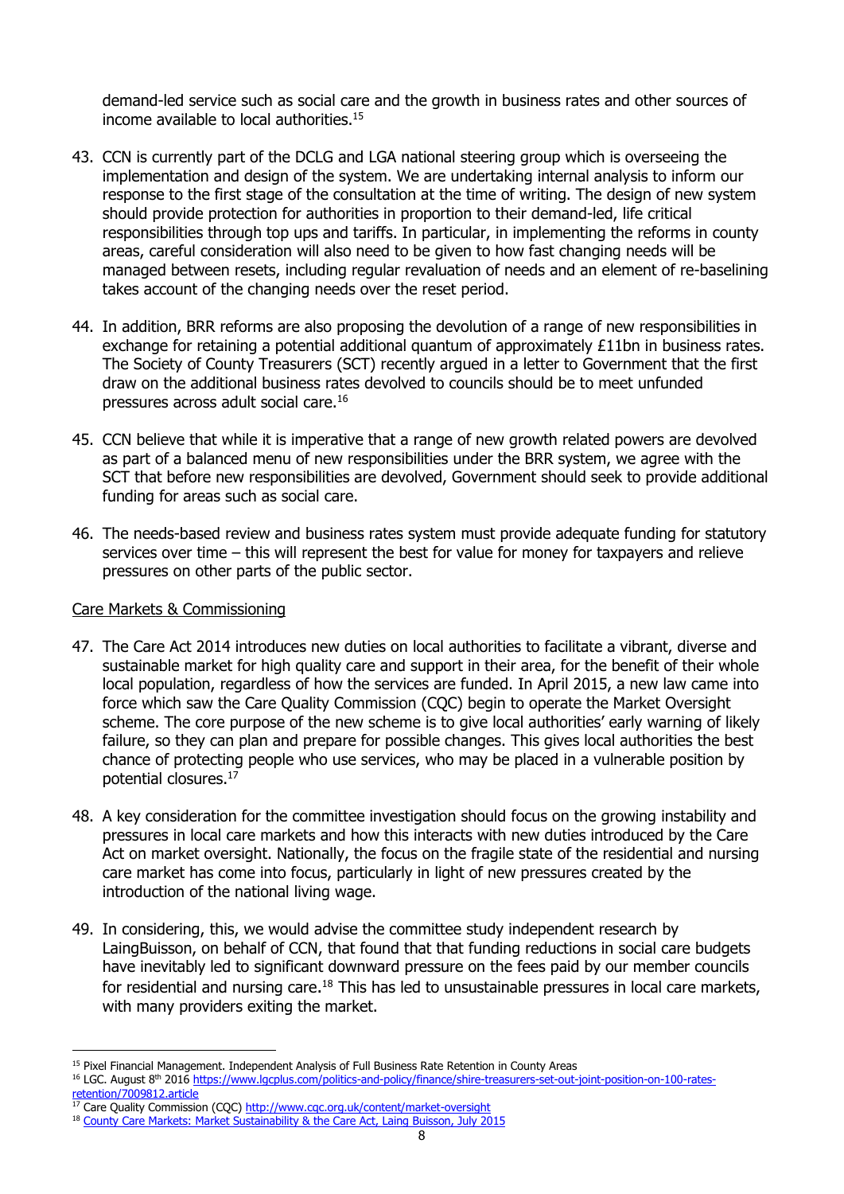demand-led service such as social care and the growth in business rates and other sources of income available to local authorities.[15]

43. CCN is currently part of the DCLG and LGA national steering group which is overseeing the implementation and design of the system. We are undertaking internal analysis to inform our response to the first stage of the consultation at the time of writing. The design of new system should provide protection for authorities in proportion to their demand-led, life critical responsibilities through top ups and tariffs. In particular, in implementing the reforms in county areas, careful consideration will also need to be given to how fast changing needs will be managed between resets, including regular revaluation of needs and an element of re-baselining takes account of the changing needs over the reset period.

44. In addition, BRR reforms are also proposing the devolution of a range of new responsibilities in exchange for retaining a potential additional quantum of approximately £11bn in business rates. The Society of County Treasurers (SCT) recently argued in a letter to Government that the first draw on the additional business rates devolved to councils should be to meet unfunded pressures across adult social care.[16]

45. CCN believe that while it is imperative that a range of new growth related powers are devolved as part of a balanced menu of new responsibilities under the BRR system, we agree with the SCT that before new responsibilities are devolved, Government should seek to provide additional funding for areas such as social care.

46. The needs-based review and business rates system must provide adequate funding for statutory services over time – this will represent the best for value for money for taxpayers and relieve pressures on other parts of the public sector.

<u>Care Markets & Commissioning</u>

47. The Care Act 2014 introduces new duties on local authorities to facilitate a vibrant, diverse and sustainable market for high quality care and support in their area, for the benefit of their whole local population, regardless of how the services are funded. In April 2015, a new law came into force which saw the Care Quality Commission (CQC) begin to operate the Market Oversight scheme. The core purpose of the new scheme is to give local authorities' early warning of likely failure, so they can plan and prepare for possible changes. This gives local authorities the best chance of protecting people who use services, who may be placed in a vulnerable position by potential closures.[17]

48. A key consideration for the committee investigation should focus on the growing instability and pressures in local care markets and how this interacts with new duties introduced by the Care Act on market oversight. Nationally, the focus on the fragile state of the residential and nursing care market has come into focus, particularly in light of new pressures created by the introduction of the national living wage.

49. In considering, this, we would advise the committee study independent research by LaingBuisson, on behalf of CCN, that found that that funding reductions in social care budgets have inevitably led to significant downward pressure on the fees paid by our member councils for residential and nursing care.[18] This has led to unsustainable pressures in local care markets, with many providers exiting the market.

---

[15] Pixel Financial Management. Independent Analysis of Full Business Rate Retention in County Areas

[16] LGC. August 8th 2016 https://www.lgcplus.com/politics-and-policy/finance/shire-treasurers-set-out-joint-position-on-100-rates-retention/7009812.article

[17] Care Quality Commission (CQC) http://www.cqc.org.uk/content/market-oversight

[18] County Care Markets: Market Sustainability & the Care Act, Laing Buisson, July 2015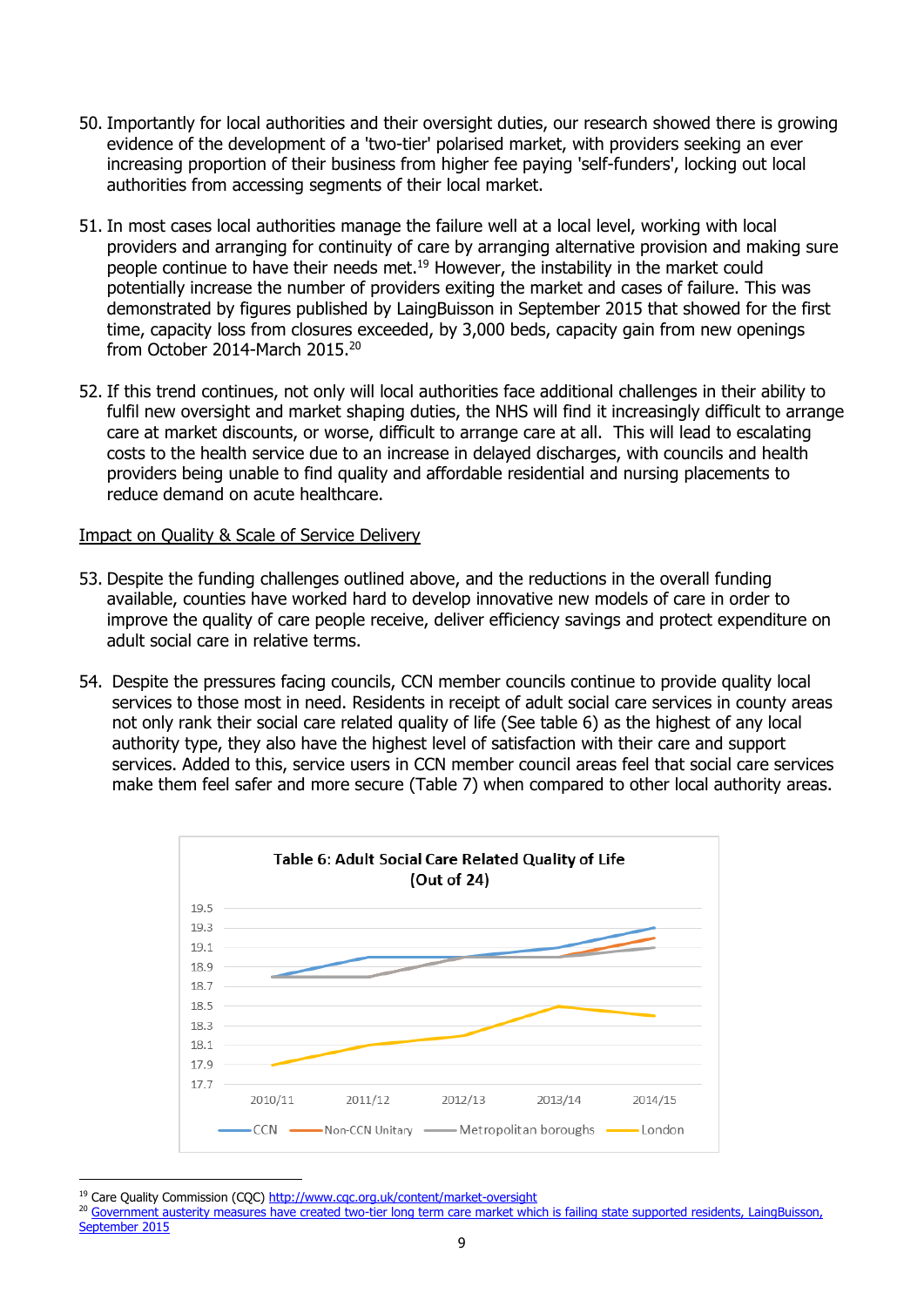50. Importantly for local authorities and their oversight duties, our research showed there is growing evidence of the development of a 'two-tier' polarised market, with providers seeking an ever increasing proportion of their business from higher fee paying 'self-funders', locking out local authorities from accessing segments of their local market.

51. In most cases local authorities manage the failure well at a local level, working with local providers and arranging for continuity of care by arranging alternative provision and making sure people continue to have their needs met.[19] However, the instability in the market could potentially increase the number of providers exiting the market and cases of failure. This was demonstrated by figures published by LaingBuisson in September 2015 that showed for the first time, capacity loss from closures exceeded, by 3,000 beds, capacity gain from new openings from October 2014-March 2015.[20]

52. If this trend continues, not only will local authorities face additional challenges in their ability to fulfil new oversight and market shaping duties, the NHS will find it increasingly difficult to arrange care at market discounts, or worse, difficult to arrange care at all. This will lead to escalating costs to the health service due to an increase in delayed discharges, with councils and health providers being unable to find quality and affordable residential and nursing placements to reduce demand on acute healthcare.

<u>Impact on Quality & Scale of Service Delivery</u>

53. Despite the funding challenges outlined above, and the reductions in the overall funding available, counties have worked hard to develop innovative new models of care in order to improve the quality of care people receive, deliver efficiency savings and protect expenditure on adult social care in relative terms.

54. Despite the pressures facing councils, CCN member councils continue to provide quality local services to those most in need. Residents in receipt of adult social care services in county areas not only rank their social care related quality of life (See table 6) as the highest of any local authority type, they also have the highest level of satisfaction with their care and support services. Added to this, service users in CCN member council areas feel that social care services make them feel safer and more secure (Table 7) when compared to other local authority areas.

**Table 6: Adult Social Care Related Quality of Life (Out of 24)**

| | 2010/11 | 2011/12 | 2012/13 | 2013/14 | 2014/15 |
|---|---|---|---|---|---|
| CCN | 18.8 | 19.0 | 19.0 | 19.1 | 19.3 |
| Non-CCN Unitary | 18.8 | 18.8 | 19.0 | 19.0 | 19.2 |
| Metropolitan boroughs | 18.8 | 18.8 | 19.0 | 19.0 | 19.1 |
| London | 17.9 | 18.1 | 18.2 | 18.5 | 18.4 |

---

[19] Care Quality Commission (CQC) http://www.cqc.org.uk/content/market-oversight

[20] Government austerity measures have created two-tier long term care market which is failing state supported residents, LaingBuisson, September 2015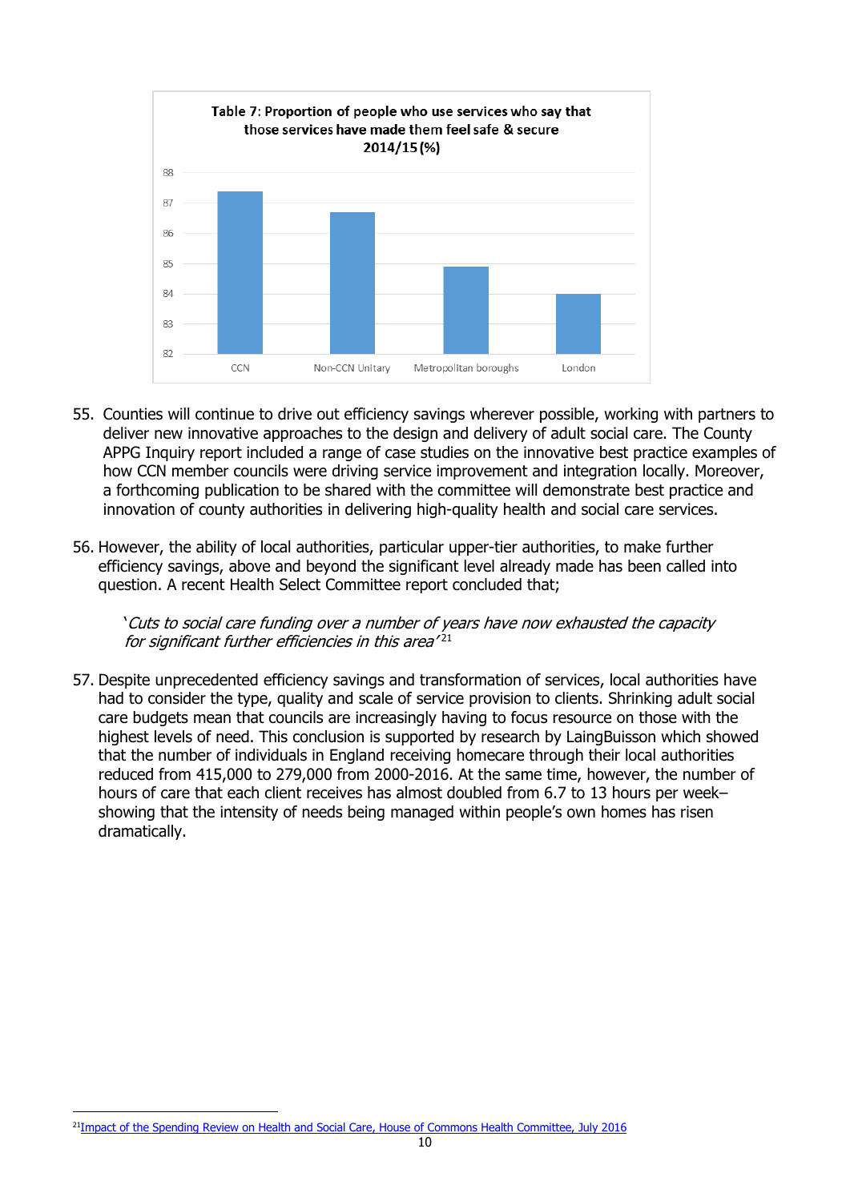**Table 7: Proportion of people who use services who say that those services have made them feel safe & secure 2014/15 (%)**

88
87
86
85
84
83
82

CCN
Non-CCN Unitary
Metropolitan boroughs
London

55. Counties will continue to drive out efficiency savings wherever possible, working with partners to deliver new innovative approaches to the design and delivery of adult social care. The County APPG Inquiry report included a range of case studies on the innovative best practice examples of how CCN member councils were driving service improvement and integration locally. Moreover, a forthcoming publication to be shared with the committee will demonstrate best practice and innovation of county authorities in delivering high-quality health and social care services.

56. However, the ability of local authorities, particular upper-tier authorities, to make further efficiency savings, above and beyond the significant level already made has been called into question. A recent Health Select Committee report concluded that;

> *'Cuts to social care funding over a number of years have now exhausted the capacity for significant further efficiencies in this area'*[21]

57. Despite unprecedented efficiency savings and transformation of services, local authorities have had to consider the type, quality and scale of service provision to clients. Shrinking adult social care budgets mean that councils are increasingly having to focus resource on those with the highest levels of need. This conclusion is supported by research by LaingBuisson which showed that the number of individuals in England receiving homecare through their local authorities reduced from 415,000 to 279,000 from 2000-2016. At the same time, however, the number of hours of care that each client receives has almost doubled from 6.7 to 13 hours per week– showing that the intensity of needs being managed within people's own homes has risen dramatically.

---

[21] Impact of the Spending Review on Health and Social Care, House of Commons Health Committee, July 2016